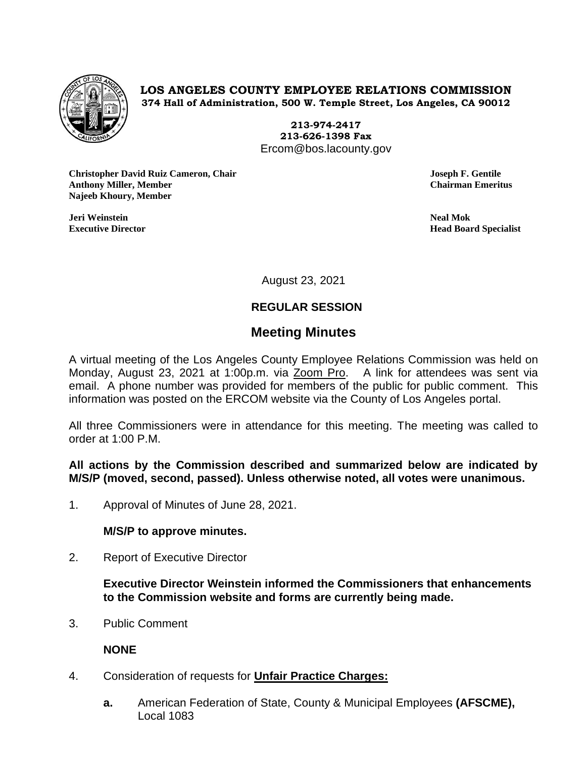**LOS ANGELES COUNTY EMPLOYEE RELATIONS COMMISSION**
**374 Hall of Administration, 500 W. Temple Street, Los Angeles, CA 90012**

**213-974-2417**
**213-626-1398 Fax**
Ercom@bos.lacounty.gov

**Christopher David Ruiz Cameron, Chair**
**Anthony Miller, Member**
**Najeeb Khoury, Member**

**Joseph F. Gentile**
**Chairman Emeritus**

**Jeri Weinstein**
**Executive Director**

**Neal Mok**
**Head Board Specialist**

August 23, 2021

**REGULAR SESSION**

## Meeting Minutes

A virtual meeting of the Los Angeles County Employee Relations Commission was held on Monday, August 23, 2021 at 1:00p.m. via Zoom Pro. A link for attendees was sent via email. A phone number was provided for members of the public for public comment. This information was posted on the ERCOM website via the County of Los Angeles portal.

All three Commissioners were in attendance for this meeting. The meeting was called to order at 1:00 P.M.

**All actions by the Commission described and summarized below are indicated by M/S/P (moved, second, passed). Unless otherwise noted, all votes were unanimous.**

1. Approval of Minutes of June 28, 2021.

   **M/S/P to approve minutes.**

2. Report of Executive Director

   **Executive Director Weinstein informed the Commissioners that enhancements to the Commission website and forms are currently being made.**

3. Public Comment

   **NONE**

4. Consideration of requests for **Unfair Practice Charges:**

   **a.** American Federation of State, County & Municipal Employees **(AFSCME),** Local 1083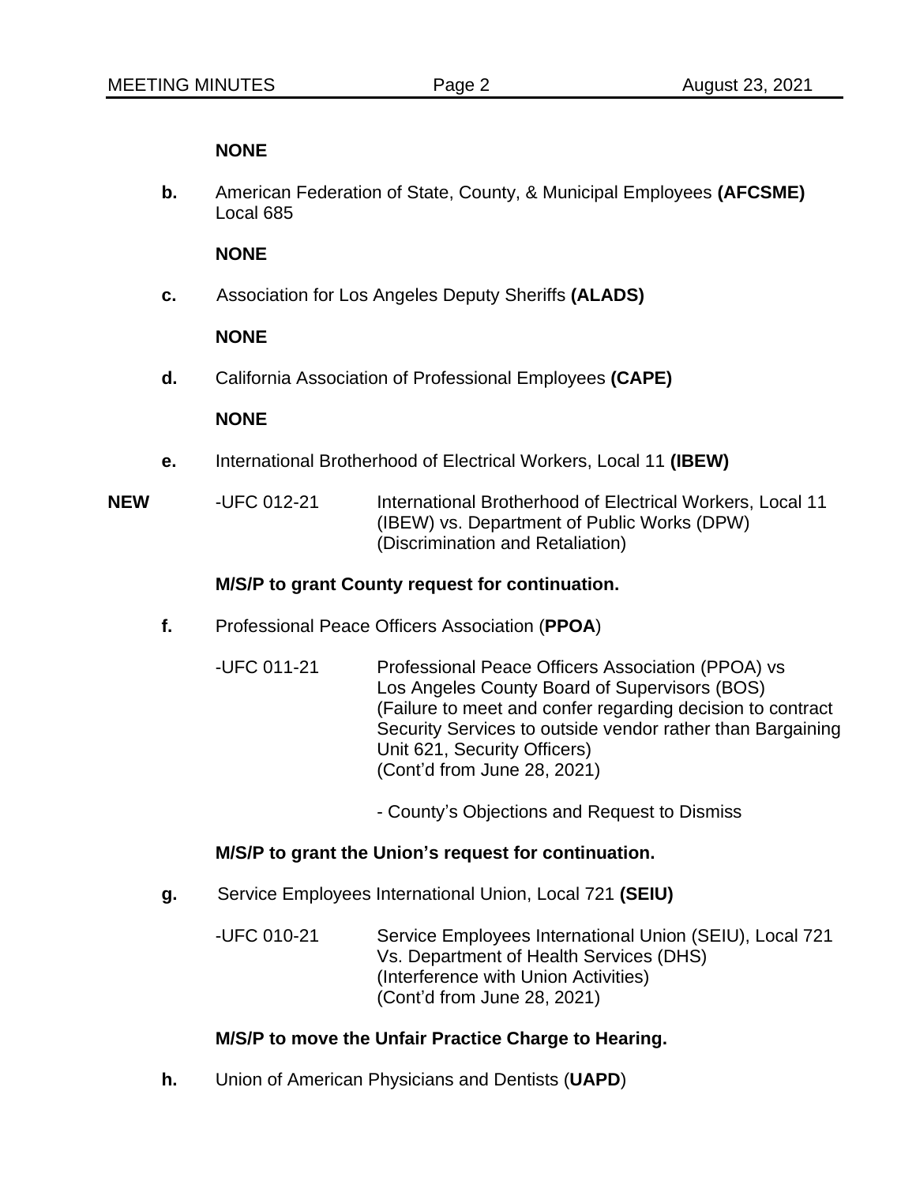**NONE**

**b.** American Federation of State, County, & Municipal Employees **(AFCSME)** Local 685

**NONE**

**c.** Association for Los Angeles Deputy Sheriffs **(ALADS)**

**NONE**

**d.** California Association of Professional Employees **(CAPE)**

**NONE**

**e.** International Brotherhood of Electrical Workers, Local 11 **(IBEW)**

**NEW** -UFC 012-21 International Brotherhood of Electrical Workers, Local 11 (IBEW) vs. Department of Public Works (DPW) (Discrimination and Retaliation)

**M/S/P to grant County request for continuation.**

**f.** Professional Peace Officers Association (**PPOA**)

-UFC 011-21 Professional Peace Officers Association (PPOA) vs Los Angeles County Board of Supervisors (BOS) (Failure to meet and confer regarding decision to contract Security Services to outside vendor rather than Bargaining Unit 621, Security Officers) (Cont'd from June 28, 2021)

- County's Objections and Request to Dismiss

**M/S/P to grant the Union's request for continuation.**

**g.** Service Employees International Union, Local 721 **(SEIU)**

-UFC 010-21 Service Employees International Union (SEIU), Local 721 Vs. Department of Health Services (DHS) (Interference with Union Activities) (Cont'd from June 28, 2021)

**M/S/P to move the Unfair Practice Charge to Hearing.**

**h.** Union of American Physicians and Dentists (**UAPD**)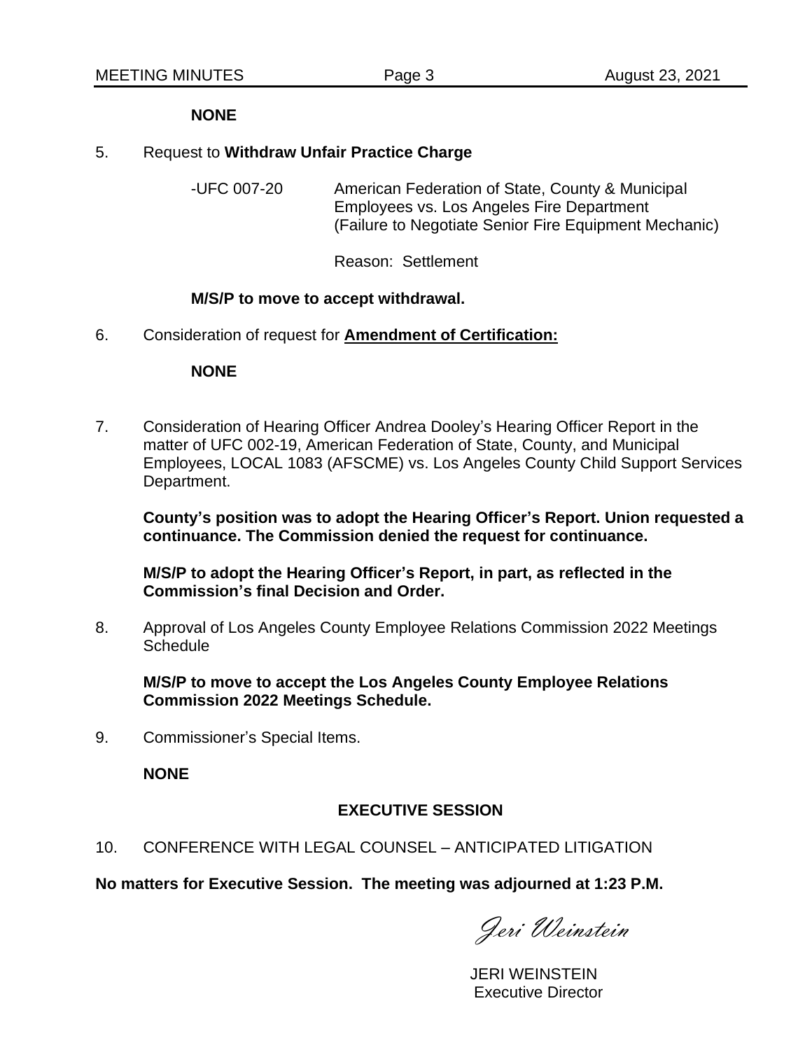**NONE**

5. Request to **Withdraw Unfair Practice Charge**

   -UFC 007-20 American Federation of State, County & Municipal Employees vs. Los Angeles Fire Department (Failure to Negotiate Senior Fire Equipment Mechanic)

   Reason: Settlement

   **M/S/P to move to accept withdrawal.**

6. Consideration of request for **Amendment of Certification:**

   **NONE**

7. Consideration of Hearing Officer Andrea Dooley's Hearing Officer Report in the matter of UFC 002-19, American Federation of State, County, and Municipal Employees, LOCAL 1083 (AFSCME) vs. Los Angeles County Child Support Services Department.

   **County's position was to adopt the Hearing Officer's Report. Union requested a continuance. The Commission denied the request for continuance.**

   **M/S/P to adopt the Hearing Officer's Report, in part, as reflected in the Commission's final Decision and Order.**

8. Approval of Los Angeles County Employee Relations Commission 2022 Meetings Schedule

   **M/S/P to move to accept the Los Angeles County Employee Relations Commission 2022 Meetings Schedule.**

9. Commissioner's Special Items.

   **NONE**

**EXECUTIVE SESSION**

10. CONFERENCE WITH LEGAL COUNSEL – ANTICIPATED LITIGATION

**No matters for Executive Session. The meeting was adjourned at 1:23 P.M.**

*Jeri Weinstein*

JERI WEINSTEIN
Executive Director